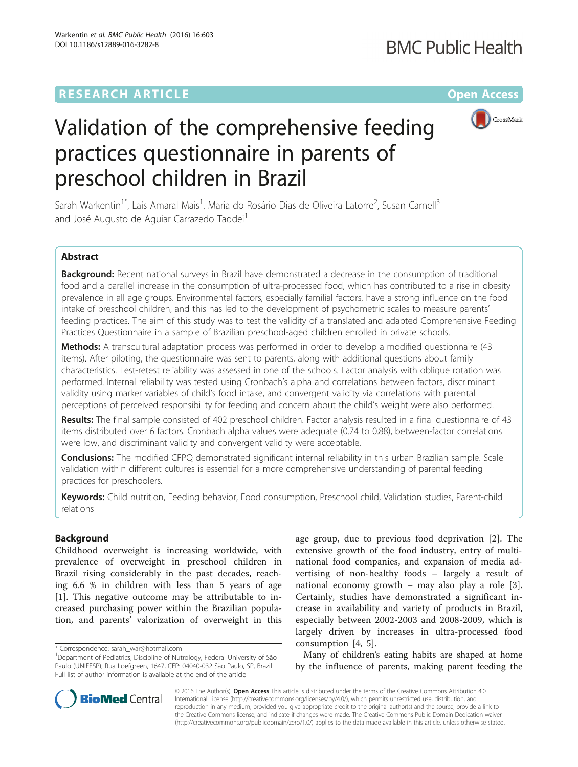RESEARCH ARTICLE

Open Access

# Validation of the comprehensive feeding practices questionnaire in parents of preschool children in Brazil

Sarah Warkentin[1*], Laís Amaral Mais[1], Maria do Rosário Dias de Oliveira Latorre[2], Susan Carnell[3] and José Augusto de Aguiar Carrazedo Taddei[1]

## Abstract

**Background:** Recent national surveys in Brazil have demonstrated a decrease in the consumption of traditional food and a parallel increase in the consumption of ultra-processed food, which has contributed to a rise in obesity prevalence in all age groups. Environmental factors, especially familial factors, have a strong influence on the food intake of preschool children, and this has led to the development of psychometric scales to measure parents' feeding practices. The aim of this study was to test the validity of a translated and adapted Comprehensive Feeding Practices Questionnaire in a sample of Brazilian preschool-aged children enrolled in private schools.

**Methods:** A transcultural adaptation process was performed in order to develop a modified questionnaire (43 items). After piloting, the questionnaire was sent to parents, along with additional questions about family characteristics. Test-retest reliability was assessed in one of the schools. Factor analysis with oblique rotation was performed. Internal reliability was tested using Cronbach's alpha and correlations between factors, discriminant validity using marker variables of child's food intake, and convergent validity via correlations with parental perceptions of perceived responsibility for feeding and concern about the child's weight were also performed.

**Results:** The final sample consisted of 402 preschool children. Factor analysis resulted in a final questionnaire of 43 items distributed over 6 factors. Cronbach alpha values were adequate (0.74 to 0.88), between-factor correlations were low, and discriminant validity and convergent validity were acceptable.

**Conclusions:** The modified CFPQ demonstrated significant internal reliability in this urban Brazilian sample. Scale validation within different cultures is essential for a more comprehensive understanding of parental feeding practices for preschoolers.

**Keywords:** Child nutrition, Feeding behavior, Food consumption, Preschool child, Validation studies, Parent-child relations

## Background

Childhood overweight is increasing worldwide, with prevalence of overweight in preschool children in Brazil rising considerably in the past decades, reaching 6.6 % in children with less than 5 years of age [1]. This negative outcome may be attributable to increased purchasing power within the Brazilian population, and parents' valorization of overweight in this age group, due to previous food deprivation [2]. The extensive growth of the food industry, entry of multinational food companies, and expansion of media advertising of non-healthy foods – largely a result of national economy growth – may also play a role [3]. Certainly, studies have demonstrated a significant increase in availability and variety of products in Brazil, especially between 2002-2003 and 2008-2009, which is largely driven by increases in ultra-processed food consumption [4, 5].

Many of children's eating habits are shaped at home by the influence of parents, making parent feeding the

* Correspondence: sarah_war@hotmail.com
[1]Department of Pediatrics, Discipline of Nutrology, Federal University of São Paulo (UNIFESP), Rua Loefgreen, 1647, CEP: 04040-032 São Paulo, SP, Brazil
Full list of author information is available at the end of the article

© 2016 The Author(s). **Open Access** This article is distributed under the terms of the Creative Commons Attribution 4.0 International License (http://creativecommons.org/licenses/by/4.0/), which permits unrestricted use, distribution, and reproduction in any medium, provided you give appropriate credit to the original author(s) and the source, provide a link to the Creative Commons license, and indicate if changes were made. The Creative Commons Public Domain Dedication waiver (http://creativecommons.org/publicdomain/zero/1.0/) applies to the data made available in this article, unless otherwise stated.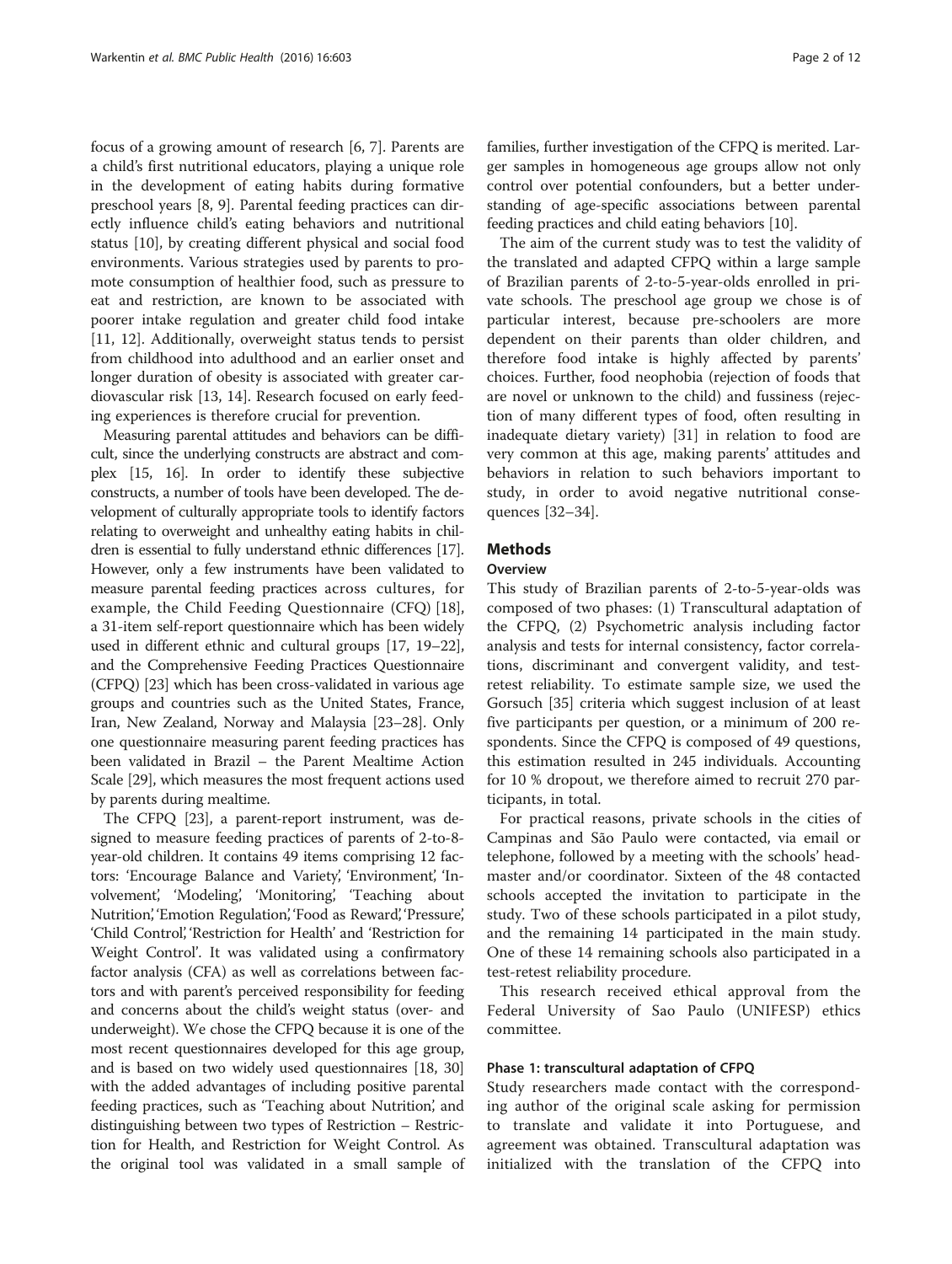focus of a growing amount of research [6, 7]. Parents are a child's first nutritional educators, playing a unique role in the development of eating habits during formative preschool years [8, 9]. Parental feeding practices can directly influence child's eating behaviors and nutritional status [10], by creating different physical and social food environments. Various strategies used by parents to promote consumption of healthier food, such as pressure to eat and restriction, are known to be associated with poorer intake regulation and greater child food intake [11, 12]. Additionally, overweight status tends to persist from childhood into adulthood and an earlier onset and longer duration of obesity is associated with greater cardiovascular risk [13, 14]. Research focused on early feeding experiences is therefore crucial for prevention.

Measuring parental attitudes and behaviors can be difficult, since the underlying constructs are abstract and complex [15, 16]. In order to identify these subjective constructs, a number of tools have been developed. The development of culturally appropriate tools to identify factors relating to overweight and unhealthy eating habits in children is essential to fully understand ethnic differences [17]. However, only a few instruments have been validated to measure parental feeding practices across cultures, for example, the Child Feeding Questionnaire (CFQ) [18], a 31-item self-report questionnaire which has been widely used in different ethnic and cultural groups [17, 19–22], and the Comprehensive Feeding Practices Questionnaire (CFPQ) [23] which has been cross-validated in various age groups and countries such as the United States, France, Iran, New Zealand, Norway and Malaysia [23–28]. Only one questionnaire measuring parent feeding practices has been validated in Brazil – the Parent Mealtime Action Scale [29], which measures the most frequent actions used by parents during mealtime.

The CFPQ [23], a parent-report instrument, was designed to measure feeding practices of parents of 2-to-8-year-old children. It contains 49 items comprising 12 factors: 'Encourage Balance and Variety', 'Environment', 'Involvement', 'Modeling', 'Monitoring', 'Teaching about Nutrition', 'Emotion Regulation', 'Food as Reward', 'Pressure', 'Child Control', 'Restriction for Health' and 'Restriction for Weight Control'. It was validated using a confirmatory factor analysis (CFA) as well as correlations between factors and with parent's perceived responsibility for feeding and concerns about the child's weight status (over- and underweight). We chose the CFPQ because it is one of the most recent questionnaires developed for this age group, and is based on two widely used questionnaires [18, 30] with the added advantages of including positive parental feeding practices, such as 'Teaching about Nutrition', and distinguishing between two types of Restriction – Restriction for Health, and Restriction for Weight Control. As the original tool was validated in a small sample of families, further investigation of the CFPQ is merited. Larger samples in homogeneous age groups allow not only control over potential confounders, but a better understanding of age-specific associations between parental feeding practices and child eating behaviors [10].

The aim of the current study was to test the validity of the translated and adapted CFPQ within a large sample of Brazilian parents of 2-to-5-year-olds enrolled in private schools. The preschool age group we chose is of particular interest, because pre-schoolers are more dependent on their parents than older children, and therefore food intake is highly affected by parents' choices. Further, food neophobia (rejection of foods that are novel or unknown to the child) and fussiness (rejection of many different types of food, often resulting in inadequate dietary variety) [31] in relation to food are very common at this age, making parents' attitudes and behaviors in relation to such behaviors important to study, in order to avoid negative nutritional consequences [32–34].

## Methods

### Overview

This study of Brazilian parents of 2-to-5-year-olds was composed of two phases: (1) Transcultural adaptation of the CFPQ, (2) Psychometric analysis including factor analysis and tests for internal consistency, factor correlations, discriminant and convergent validity, and test-retest reliability. To estimate sample size, we used the Gorsuch [35] criteria which suggest inclusion of at least five participants per question, or a minimum of 200 respondents. Since the CFPQ is composed of 49 questions, this estimation resulted in 245 individuals. Accounting for 10 % dropout, we therefore aimed to recruit 270 participants, in total.

For practical reasons, private schools in the cities of Campinas and São Paulo were contacted, via email or telephone, followed by a meeting with the schools' headmaster and/or coordinator. Sixteen of the 48 contacted schools accepted the invitation to participate in the study. Two of these schools participated in a pilot study, and the remaining 14 participated in the main study. One of these 14 remaining schools also participated in a test-retest reliability procedure.

This research received ethical approval from the Federal University of Sao Paulo (UNIFESP) ethics committee.

### Phase 1: transcultural adaptation of CFPQ

Study researchers made contact with the corresponding author of the original scale asking for permission to translate and validate it into Portuguese, and agreement was obtained. Transcultural adaptation was initialized with the translation of the CFPQ into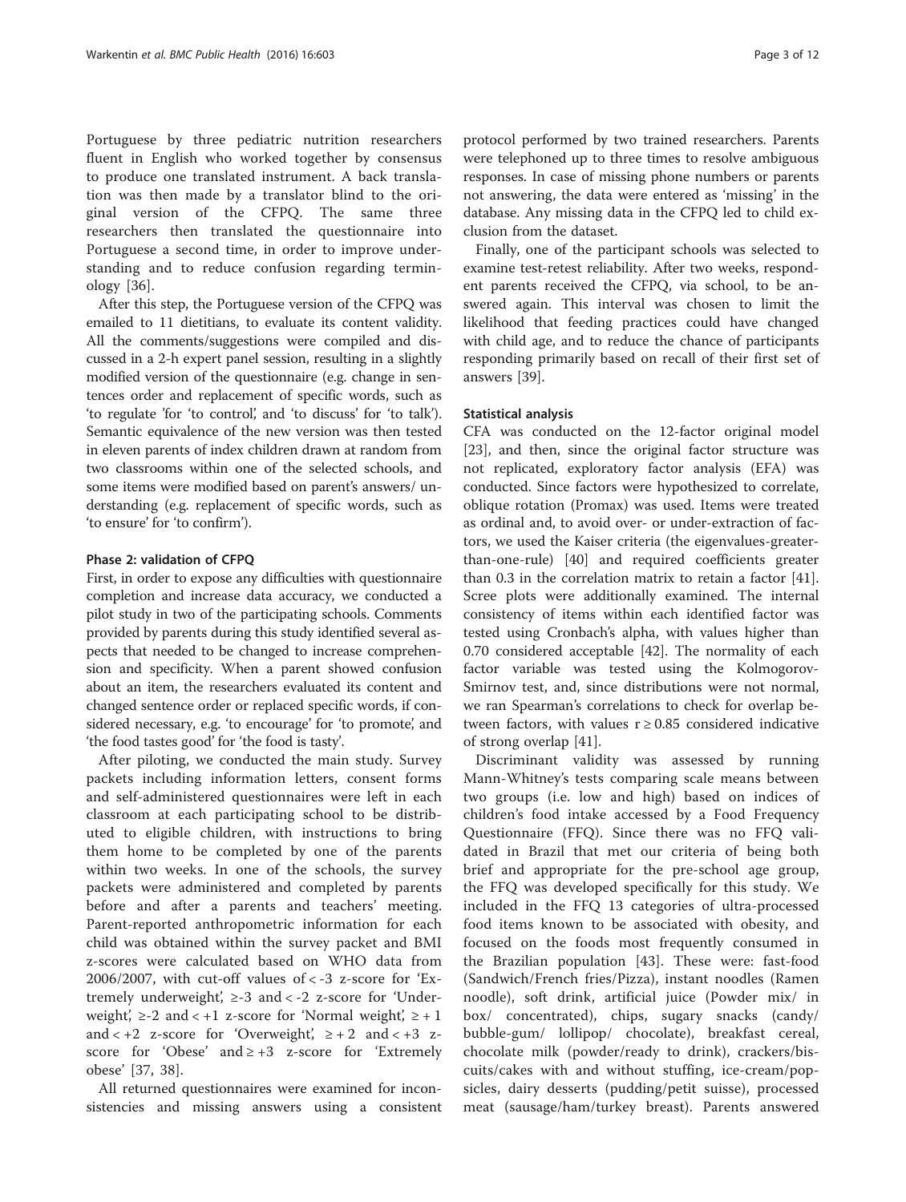Portuguese by three pediatric nutrition researchers fluent in English who worked together by consensus to produce one translated instrument. A back translation was then made by a translator blind to the original version of the CFPQ. The same three researchers then translated the questionnaire into Portuguese a second time, in order to improve understanding and to reduce confusion regarding terminology [36].

After this step, the Portuguese version of the CFPQ was emailed to 11 dietitians, to evaluate its content validity. All the comments/suggestions were compiled and discussed in a 2-h expert panel session, resulting in a slightly modified version of the questionnaire (e.g. change in sentences order and replacement of specific words, such as 'to regulate 'for 'to control', and 'to discuss' for 'to talk'). Semantic equivalence of the new version was then tested in eleven parents of index children drawn at random from two classrooms within one of the selected schools, and some items were modified based on parent's answers/ understanding (e.g. replacement of specific words, such as 'to ensure' for 'to confirm').

### Phase 2: validation of CFPQ

First, in order to expose any difficulties with questionnaire completion and increase data accuracy, we conducted a pilot study in two of the participating schools. Comments provided by parents during this study identified several aspects that needed to be changed to increase comprehension and specificity. When a parent showed confusion about an item, the researchers evaluated its content and changed sentence order or replaced specific words, if considered necessary, e.g. 'to encourage' for 'to promote', and 'the food tastes good' for 'the food is tasty'.

After piloting, we conducted the main study. Survey packets including information letters, consent forms and self-administered questionnaires were left in each classroom at each participating school to be distributed to eligible children, with instructions to bring them home to be completed by one of the parents within two weeks. In one of the schools, the survey packets were administered and completed by parents before and after a parents and teachers' meeting. Parent-reported anthropometric information for each child was obtained within the survey packet and BMI z-scores were calculated based on WHO data from 2006/2007, with cut-off values of $< -3$ z-score for 'Extremely underweight', $\geq -3$ and $< -2$ z-score for 'Underweight', $\geq -2$ and $< +1$ z-score for 'Normal weight', $\geq +1$ and $< +2$ z-score for 'Overweight', $\geq +2$ and $< +3$ z-score for 'Obese' and $\geq +3$ z-score for 'Extremely obese' [37, 38].

All returned questionnaires were examined for inconsistencies and missing answers using a consistent protocol performed by two trained researchers. Parents were telephoned up to three times to resolve ambiguous responses. In case of missing phone numbers or parents not answering, the data were entered as 'missing' in the database. Any missing data in the CFPQ led to child exclusion from the dataset.

Finally, one of the participant schools was selected to examine test-retest reliability. After two weeks, respondent parents received the CFPQ, via school, to be answered again. This interval was chosen to limit the likelihood that feeding practices could have changed with child age, and to reduce the chance of participants responding primarily based on recall of their first set of answers [39].

### Statistical analysis

CFA was conducted on the 12-factor original model [23], and then, since the original factor structure was not replicated, exploratory factor analysis (EFA) was conducted. Since factors were hypothesized to correlate, oblique rotation (Promax) was used. Items were treated as ordinal and, to avoid over- or under-extraction of factors, we used the Kaiser criteria (the eigenvalues-greater-than-one-rule) [40] and required coefficients greater than 0.3 in the correlation matrix to retain a factor [41]. Scree plots were additionally examined. The internal consistency of items within each identified factor was tested using Cronbach's alpha, with values higher than 0.70 considered acceptable [42]. The normality of each factor variable was tested using the Kolmogorov-Smirnov test, and, since distributions were not normal, we ran Spearman's correlations to check for overlap between factors, with values $r \geq 0.85$ considered indicative of strong overlap [41].

Discriminant validity was assessed by running Mann-Whitney's tests comparing scale means between two groups (i.e. low and high) based on indices of children's food intake accessed by a Food Frequency Questionnaire (FFQ). Since there was no FFQ validated in Brazil that met our criteria of being both brief and appropriate for the pre-school age group, the FFQ was developed specifically for this study. We included in the FFQ 13 categories of ultra-processed food items known to be associated with obesity, and focused on the foods most frequently consumed in the Brazilian population [43]. These were: fast-food (Sandwich/French fries/Pizza), instant noodles (Ramen noodle), soft drink, artificial juice (Powder mix/ in box/ concentrated), chips, sugary snacks (candy/ bubble-gum/ lollipop/ chocolate), breakfast cereal, chocolate milk (powder/ready to drink), crackers/biscuits/cakes with and without stuffing, ice-cream/popsicles, dairy desserts (pudding/petit suisse), processed meat (sausage/ham/turkey breast). Parents answered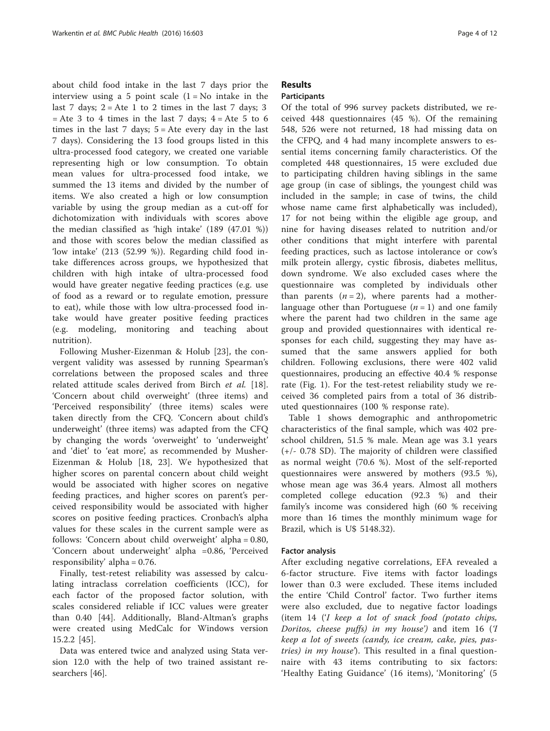about child food intake in the last 7 days prior the interview using a 5 point scale (1 = No intake in the last 7 days; 2 = Ate 1 to 2 times in the last 7 days; 3 = Ate 3 to 4 times in the last 7 days; 4 = Ate 5 to 6 times in the last 7 days; 5 = Ate every day in the last 7 days). Considering the 13 food groups listed in this ultra-processed food category, we created one variable representing high or low consumption. To obtain mean values for ultra-processed food intake, we summed the 13 items and divided by the number of items. We also created a high or low consumption variable by using the group median as a cut-off for dichotomization with individuals with scores above the median classified as 'high intake' (189 (47.01 %)) and those with scores below the median classified as 'low intake' (213 (52.99 %)). Regarding child food intake differences across groups, we hypothesized that children with high intake of ultra-processed food would have greater negative feeding practices (e.g. use of food as a reward or to regulate emotion, pressure to eat), while those with low ultra-processed food intake would have greater positive feeding practices (e.g. modeling, monitoring and teaching about nutrition).

Following Musher-Eizenman & Holub [23], the convergent validity was assessed by running Spearman's correlations between the proposed scales and three related attitude scales derived from Birch *et al.* [18]. 'Concern about child overweight' (three items) and 'Perceived responsibility' (three items) scales were taken directly from the CFQ. 'Concern about child's underweight' (three items) was adapted from the CFQ by changing the words 'overweight' to 'underweight' and 'diet' to 'eat more', as recommended by Musher-Eizenman & Holub [18, 23]. We hypothesized that higher scores on parental concern about child weight would be associated with higher scores on negative feeding practices, and higher scores on parent's perceived responsibility would be associated with higher scores on positive feeding practices. Cronbach's alpha values for these scales in the current sample were as follows: 'Concern about child overweight' alpha = 0.80, 'Concern about underweight' alpha =0.86, 'Perceived responsibility' alpha = 0.76.

Finally, test-retest reliability was assessed by calculating intraclass correlation coefficients (ICC), for each factor of the proposed factor solution, with scales considered reliable if ICC values were greater than 0.40 [44]. Additionally, Bland-Altman's graphs were created using MedCalc for Windows version 15.2.2 [45].

Data was entered twice and analyzed using Stata version 12.0 with the help of two trained assistant researchers [46].

## Results

### Participants

Of the total of 996 survey packets distributed, we received 448 questionnaires (45 %). Of the remaining 548, 526 were not returned, 18 had missing data on the CFPQ, and 4 had many incomplete answers to essential items concerning family characteristics. Of the completed 448 questionnaires, 15 were excluded due to participating children having siblings in the same age group (in case of siblings, the youngest child was included in the sample; in case of twins, the child whose name came first alphabetically was included), 17 for not being within the eligible age group, and nine for having diseases related to nutrition and/or other conditions that might interfere with parental feeding practices, such as lactose intolerance or cow's milk protein allergy, cystic fibrosis, diabetes mellitus, down syndrome. We also excluded cases where the questionnaire was completed by individuals other than parents ($n = 2$), where parents had a mother-language other than Portuguese ($n = 1$) and one family where the parent had two children in the same age group and provided questionnaires with identical responses for each child, suggesting they may have assumed that the same answers applied for both children. Following exclusions, there were 402 valid questionnaires, producing an effective 40.4 % response rate (Fig. 1). For the test-retest reliability study we received 36 completed pairs from a total of 36 distributed questionnaires (100 % response rate).

Table 1 shows demographic and anthropometric characteristics of the final sample, which was 402 preschool children, 51.5 % male. Mean age was 3.1 years (+/- 0.78 SD). The majority of children were classified as normal weight (70.6 %). Most of the self-reported questionnaires were answered by mothers (93.5 %), whose mean age was 36.4 years. Almost all mothers completed college education (92.3 %) and their family's income was considered high (60 % receiving more than 16 times the monthly minimum wage for Brazil, which is U$ 5148.32).

### Factor analysis

After excluding negative correlations, EFA revealed a 6-factor structure. Five items with factor loadings lower than 0.3 were excluded. These items included the entire 'Child Control' factor. Two further items were also excluded, due to negative factor loadings (item 14 (*'I keep a lot of snack food (potato chips, Doritos, cheese puffs) in my house'*) and item 16 (*'I keep a lot of sweets (candy, ice cream, cake, pies, pastries) in my house'*). This resulted in a final questionnaire with 43 items contributing to six factors: 'Healthy Eating Guidance' (16 items), 'Monitoring' (5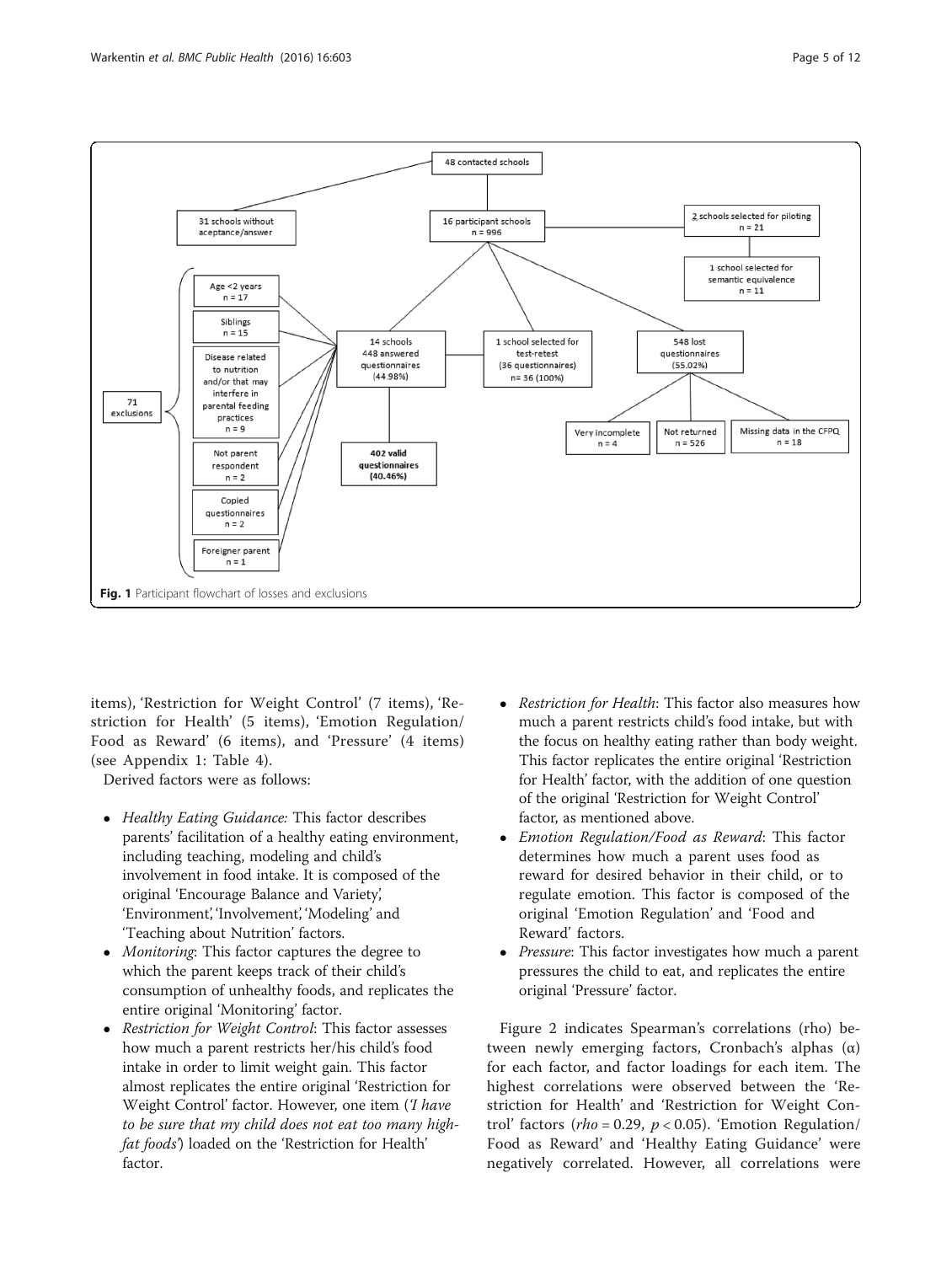Fig. 1 Participant flowchart of losses and exclusions

items), 'Restriction for Weight Control' (7 items), 'Restriction for Health' (5 items), 'Emotion Regulation/Food as Reward' (6 items), and 'Pressure' (4 items) (see Appendix 1: Table 4).

Derived factors were as follows:

- *Healthy Eating Guidance:* This factor describes parents' facilitation of a healthy eating environment, including teaching, modeling and child's involvement in food intake. It is composed of the original 'Encourage Balance and Variety', 'Environment', 'Involvement', 'Modeling' and 'Teaching about Nutrition' factors.
- *Monitoring*: This factor captures the degree to which the parent keeps track of their child's consumption of unhealthy foods, and replicates the entire original 'Monitoring' factor.
- *Restriction for Weight Control*: This factor assesses how much a parent restricts her/his child's food intake in order to limit weight gain. This factor almost replicates the entire original 'Restriction for Weight Control' factor. However, one item (*'I have to be sure that my child does not eat too many high-fat foods'*) loaded on the 'Restriction for Health' factor.
- *Restriction for Health*: This factor also measures how much a parent restricts child's food intake, but with the focus on healthy eating rather than body weight. This factor replicates the entire original 'Restriction for Health' factor, with the addition of one question of the original 'Restriction for Weight Control' factor, as mentioned above.
- *Emotion Regulation/Food as Reward*: This factor determines how much a parent uses food as reward for desired behavior in their child, or to regulate emotion. This factor is composed of the original 'Emotion Regulation' and 'Food and Reward' factors.
- *Pressure*: This factor investigates how much a parent pressures the child to eat, and replicates the entire original 'Pressure' factor.

Figure 2 indicates Spearman's correlations (rho) between newly emerging factors, Cronbach's alphas ($\alpha$) for each factor, and factor loadings for each item. The highest correlations were observed between the 'Restriction for Health' and 'Restriction for Weight Control' factors ($rho = 0.29$, $p < 0.05$). 'Emotion Regulation/Food as Reward' and 'Healthy Eating Guidance' were negatively correlated. However, all correlations were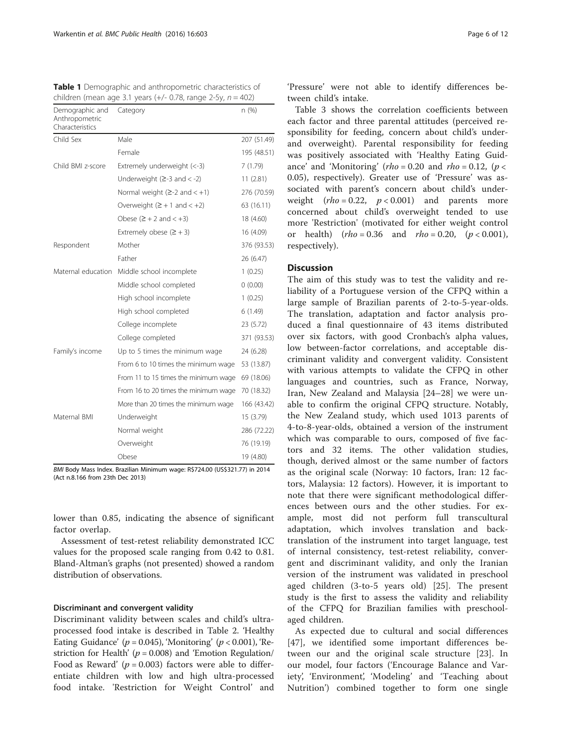**Table 1** Demographic and anthropometric characteristics of children (mean age 3.1 years (+/- 0.78, range 2-5y, $n = 402$)

| Demographic and Anthropometric Characteristics | Category | n (%) |
|---|---|---|
| Child Sex | Male | 207 (51.49) |
| | Female | 195 (48.51) |
| Child BMI z-score | Extremely underweight (<-3) | 7 (1.79) |
| | Underweight (≥-3 and < -2) | 11 (2.81) |
| | Normal weight (≥-2 and < +1) | 276 (70.59) |
| | Overweight (≥ + 1 and < +2) | 63 (16.11) |
| | Obese (≥ + 2 and < +3) | 18 (4.60) |
| | Extremely obese (≥ + 3) | 16 (4.09) |
| Respondent | Mother | 376 (93.53) |
| | Father | 26 (6.47) |
| Maternal education | Middle school incomplete | 1 (0.25) |
| | Middle school completed | 0 (0.00) |
| | High school incomplete | 1 (0.25) |
| | High school completed | 6 (1.49) |
| | College incomplete | 23 (5.72) |
| | College completed | 371 (93.53) |
| Family's income | Up to 5 times the minimum wage | 24 (6.28) |
| | From 6 to 10 times the minimum wage | 53 (13.87) |
| | From 11 to 15 times the minimum wage | 69 (18.06) |
| | From 16 to 20 times the minimum wage | 70 (18.32) |
| | More than 20 times the minimum wage | 166 (43.42) |
| Maternal BMI | Underweight | 15 (3.79) |
| | Normal weight | 286 (72.22) |
| | Overweight | 76 (19.19) |
| | Obese | 19 (4.80) |

*BMI* Body Mass Index. Brazilian Minimum wage: R$724.00 (US$321.77) in 2014 (Act n.8.166 from 23th Dec 2013)

lower than 0.85, indicating the absence of significant factor overlap.

Assessment of test-retest reliability demonstrated ICC values for the proposed scale ranging from 0.42 to 0.81. Bland-Altman's graphs (not presented) showed a random distribution of observations.

### Discriminant and convergent validity

Discriminant validity between scales and child's ultra-processed food intake is described in Table 2. 'Healthy Eating Guidance' ($p = 0.045$), 'Monitoring' ($p < 0.001$), 'Restriction for Health' ($p = 0.008$) and 'Emotion Regulation/ Food as Reward' ($p = 0.003$) factors were able to differentiate children with low and high ultra-processed food intake. 'Restriction for Weight Control' and 'Pressure' were not able to identify differences between child's intake.

Table 3 shows the correlation coefficients between each factor and three parental attitudes (perceived responsibility for feeding, concern about child's under- and overweight). Parental responsibility for feeding was positively associated with 'Healthy Eating Guidance' and 'Monitoring' ($rho = 0.20$ and $rho = 0.12$, ($p < 0.05$), respectively). Greater use of 'Pressure' was associated with parent's concern about child's underweight ($rho = 0.22$, $p < 0.001$) and parents more concerned about child's overweight tended to use more 'Restriction' (motivated for either weight control or health) ($rho = 0.36$ and $rho = 0.20$, ($p < 0.001$), respectively).

## Discussion

The aim of this study was to test the validity and reliability of a Portuguese version of the CFPQ within a large sample of Brazilian parents of 2-to-5-year-olds. The translation, adaptation and factor analysis produced a final questionnaire of 43 items distributed over six factors, with good Cronbach's alpha values, low between-factor correlations, and acceptable discriminant validity and convergent validity. Consistent with various attempts to validate the CFPQ in other languages and countries, such as France, Norway, Iran, New Zealand and Malaysia [24–28] we were unable to confirm the original CFPQ structure. Notably, the New Zealand study, which used 1013 parents of 4-to-8-year-olds, obtained a version of the instrument which was comparable to ours, composed of five factors and 32 items. The other validation studies, though, derived almost or the same number of factors as the original scale (Norway: 10 factors, Iran: 12 factors, Malaysia: 12 factors). However, it is important to note that there were significant methodological differences between ours and the other studies. For example, most did not perform full transcultural adaptation, which involves translation and back-translation of the instrument into target language, test of internal consistency, test-retest reliability, convergent and discriminant validity, and only the Iranian version of the instrument was validated in preschool aged children (3-to-5 years old) [25]. The present study is the first to assess the validity and reliability of the CFPQ for Brazilian families with preschool-aged children.

As expected due to cultural and social differences [47], we identified some important differences between our and the original scale structure [23]. In our model, four factors ('Encourage Balance and Variety', 'Environment', 'Modeling' and 'Teaching about Nutrition') combined together to form one single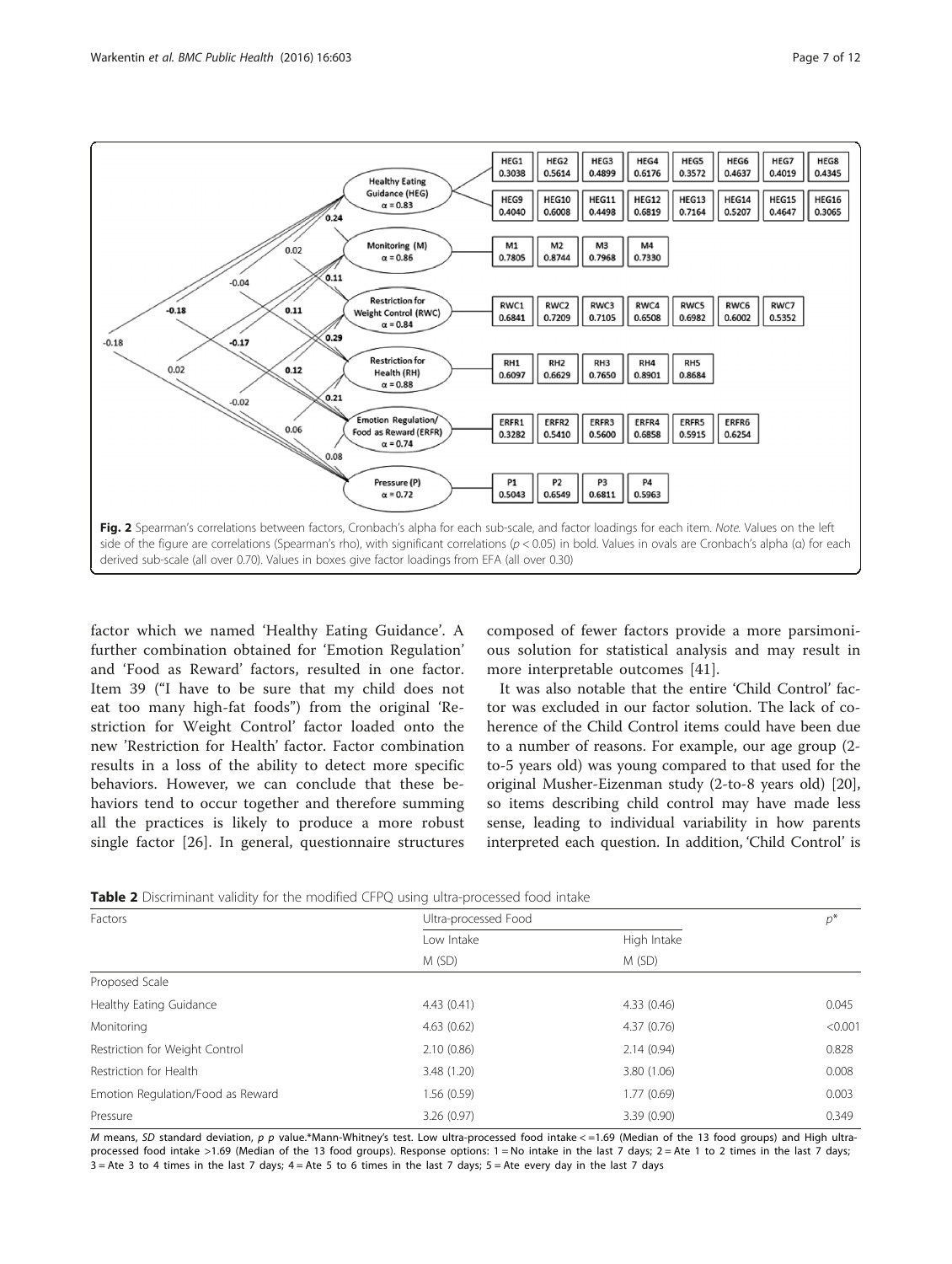**Fig. 2** Spearman's correlations between factors, Cronbach's alpha for each sub-scale, and factor loadings for each item. *Note*. Values on the left side of the figure are correlations (Spearman's rho), with significant correlations ($p < 0.05$) in bold. Values in ovals are Cronbach's alpha (α) for each derived sub-scale (all over 0.70). Values in boxes give factor loadings from EFA (all over 0.30)

factor which we named 'Healthy Eating Guidance'. A further combination obtained for 'Emotion Regulation' and 'Food as Reward' factors, resulted in one factor. Item 39 ("I have to be sure that my child does not eat too many high-fat foods") from the original 'Restriction for Weight Control' factor loaded onto the new 'Restriction for Health' factor. Factor combination results in a loss of the ability to detect more specific behaviors. However, we can conclude that these behaviors tend to occur together and therefore summing all the practices is likely to produce a more robust single factor [26]. In general, questionnaire structures composed of fewer factors provide a more parsimonious solution for statistical analysis and may result in more interpretable outcomes [41].

It was also notable that the entire 'Child Control' factor was excluded in our factor solution. The lack of coherence of the Child Control items could have been due to a number of reasons. For example, our age group (2-to-5 years old) was young compared to that used for the original Musher-Eizenman study (2-to-8 years old) [20], so items describing child control may have made less sense, leading to individual variability in how parents interpreted each question. In addition, 'Child Control' is

**Table 2** Discriminant validity for the modified CFPQ using ultra-processed food intake

| Factors | Ultra-processed Food | | $p$* |
|---|---|---|---|
| | Low Intake | High Intake | |
| | M (SD) | M (SD) | |
| Proposed Scale | | | |
| Healthy Eating Guidance | 4.43 (0.41) | 4.33 (0.46) | 0.045 |
| Monitoring | 4.63 (0.62) | 4.37 (0.76) | <0.001 |
| Restriction for Weight Control | 2.10 (0.86) | 2.14 (0.94) | 0.828 |
| Restriction for Health | 3.48 (1.20) | 3.80 (1.06) | 0.008 |
| Emotion Regulation/Food as Reward | 1.56 (0.59) | 1.77 (0.69) | 0.003 |
| Pressure | 3.26 (0.97) | 3.39 (0.90) | 0.349 |

*M* means, *SD* standard deviation, *p p* value.*Mann-Whitney's test. Low ultra-processed food intake < =1.69 (Median of the 13 food groups) and High ultra-processed food intake >1.69 (Median of the 13 food groups). Response options: 1 = No intake in the last 7 days; 2 = Ate 1 to 2 times in the last 7 days; 3 = Ate 3 to 4 times in the last 7 days; 4 = Ate 5 to 6 times in the last 7 days; 5 = Ate every day in the last 7 days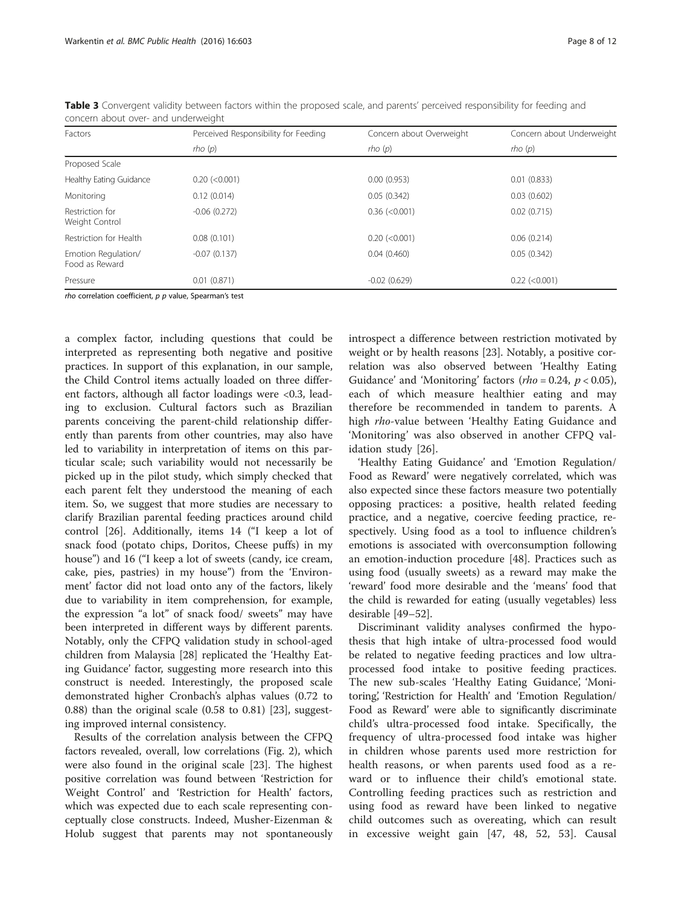**Table 3** Convergent validity between factors within the proposed scale, and parents' perceived responsibility for feeding and concern about over- and underweight

| Factors | Perceived Responsibility for Feeding | Concern about Overweight | Concern about Underweight |
|---|---|---|---|
| | *rho* (*p*) | *rho* (*p*) | *rho* (*p*) |
| Proposed Scale | | | |
| Healthy Eating Guidance | 0.20 (<0.001) | 0.00 (0.953) | 0.01 (0.833) |
| Monitoring | 0.12 (0.014) | 0.05 (0.342) | 0.03 (0.602) |
| Restriction for Weight Control | -0.06 (0.272) | 0.36 (<0.001) | 0.02 (0.715) |
| Restriction for Health | 0.08 (0.101) | 0.20 (<0.001) | 0.06 (0.214) |
| Emotion Regulation/ Food as Reward | -0.07 (0.137) | 0.04 (0.460) | 0.05 (0.342) |
| Pressure | 0.01 (0.871) | -0.02 (0.629) | 0.22 (<0.001) |

*rho* correlation coefficient, *p* *p* value, Spearman's test

a complex factor, including questions that could be interpreted as representing both negative and positive practices. In support of this explanation, in our sample, the Child Control items actually loaded on three different factors, although all factor loadings were <0.3, leading to exclusion. Cultural factors such as Brazilian parents conceiving the parent-child relationship differently than parents from other countries, may also have led to variability in interpretation of items on this particular scale; such variability would not necessarily be picked up in the pilot study, which simply checked that each parent felt they understood the meaning of each item. So, we suggest that more studies are necessary to clarify Brazilian parental feeding practices around child control [26]. Additionally, items 14 ("I keep a lot of snack food (potato chips, Doritos, Cheese puffs) in my house") and 16 ("I keep a lot of sweets (candy, ice cream, cake, pies, pastries) in my house") from the 'Environment' factor did not load onto any of the factors, likely due to variability in item comprehension, for example, the expression "a lot" of snack food/ sweets" may have been interpreted in different ways by different parents. Notably, only the CFPQ validation study in school-aged children from Malaysia [28] replicated the 'Healthy Eating Guidance' factor, suggesting more research into this construct is needed. Interestingly, the proposed scale demonstrated higher Cronbach's alphas values (0.72 to 0.88) than the original scale (0.58 to 0.81) [23], suggesting improved internal consistency.

Results of the correlation analysis between the CFPQ factors revealed, overall, low correlations (Fig. 2), which were also found in the original scale [23]. The highest positive correlation was found between 'Restriction for Weight Control' and 'Restriction for Health' factors, which was expected due to each scale representing conceptually close constructs. Indeed, Musher-Eizenman & Holub suggest that parents may not spontaneously introspect a difference between restriction motivated by weight or by health reasons [23]. Notably, a positive correlation was also observed between 'Healthy Eating Guidance' and 'Monitoring' factors ($rho = 0.24$, $p < 0.05$), each of which measure healthier eating and may therefore be recommended in tandem to parents. A high *rho*-value between 'Healthy Eating Guidance and 'Monitoring' was also observed in another CFPQ validation study [26].

'Healthy Eating Guidance' and 'Emotion Regulation/ Food as Reward' were negatively correlated, which was also expected since these factors measure two potentially opposing practices: a positive, health related feeding practice, and a negative, coercive feeding practice, respectively. Using food as a tool to influence children's emotions is associated with overconsumption following an emotion-induction procedure [48]. Practices such as using food (usually sweets) as a reward may make the 'reward' food more desirable and the 'means' food that the child is rewarded for eating (usually vegetables) less desirable [49–52].

Discriminant validity analyses confirmed the hypothesis that high intake of ultra-processed food would be related to negative feeding practices and low ultra-processed food intake to positive feeding practices. The new sub-scales 'Healthy Eating Guidance', 'Monitoring', 'Restriction for Health' and 'Emotion Regulation/ Food as Reward' were able to significantly discriminate child's ultra-processed food intake. Specifically, the frequency of ultra-processed food intake was higher in children whose parents used more restriction for health reasons, or when parents used food as a reward or to influence their child's emotional state. Controlling feeding practices such as restriction and using food as reward have been linked to negative child outcomes such as overeating, which can result in excessive weight gain [47, 48, 52, 53]. Causal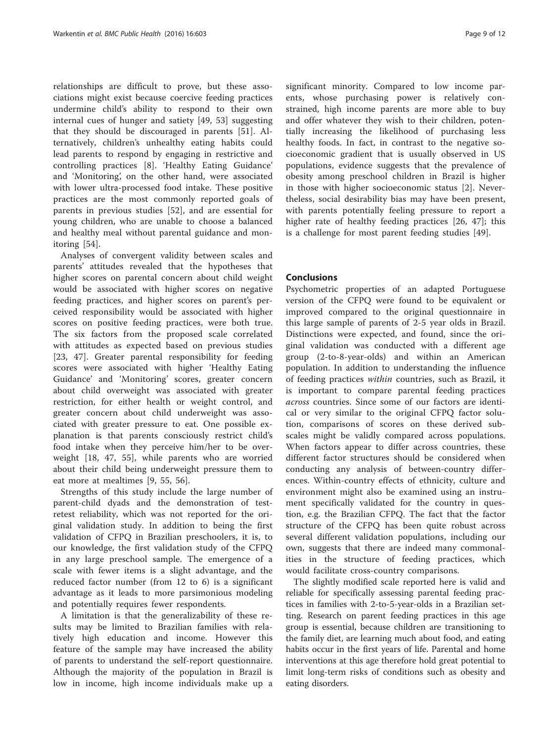relationships are difficult to prove, but these associations might exist because coercive feeding practices undermine child's ability to respond to their own internal cues of hunger and satiety [49, 53] suggesting that they should be discouraged in parents [51]. Alternatively, children's unhealthy eating habits could lead parents to respond by engaging in restrictive and controlling practices [8]. 'Healthy Eating Guidance' and 'Monitoring', on the other hand, were associated with lower ultra-processed food intake. These positive practices are the most commonly reported goals of parents in previous studies [52], and are essential for young children, who are unable to choose a balanced and healthy meal without parental guidance and monitoring [54].

Analyses of convergent validity between scales and parents' attitudes revealed that the hypotheses that higher scores on parental concern about child weight would be associated with higher scores on negative feeding practices, and higher scores on parent's perceived responsibility would be associated with higher scores on positive feeding practices, were both true. The six factors from the proposed scale correlated with attitudes as expected based on previous studies [23, 47]. Greater parental responsibility for feeding scores were associated with higher 'Healthy Eating Guidance' and 'Monitoring' scores, greater concern about child overweight was associated with greater restriction, for either health or weight control, and greater concern about child underweight was associated with greater pressure to eat. One possible explanation is that parents consciously restrict child's food intake when they perceive him/her to be overweight [18, 47, 55], while parents who are worried about their child being underweight pressure them to eat more at mealtimes [9, 55, 56].

Strengths of this study include the large number of parent-child dyads and the demonstration of test-retest reliability, which was not reported for the original validation study. In addition to being the first validation of CFPQ in Brazilian preschoolers, it is, to our knowledge, the first validation study of the CFPQ in any large preschool sample. The emergence of a scale with fewer items is a slight advantage, and the reduced factor number (from 12 to 6) is a significant advantage as it leads to more parsimonious modeling and potentially requires fewer respondents.

A limitation is that the generalizability of these results may be limited to Brazilian families with relatively high education and income. However this feature of the sample may have increased the ability of parents to understand the self-report questionnaire. Although the majority of the population in Brazil is low in income, high income individuals make up a significant minority. Compared to low income parents, whose purchasing power is relatively constrained, high income parents are more able to buy and offer whatever they wish to their children, potentially increasing the likelihood of purchasing less healthy foods. In fact, in contrast to the negative socioeconomic gradient that is usually observed in US populations, evidence suggests that the prevalence of obesity among preschool children in Brazil is higher in those with higher socioeconomic status [2]. Nevertheless, social desirability bias may have been present, with parents potentially feeling pressure to report a higher rate of healthy feeding practices [26, 47]; this is a challenge for most parent feeding studies [49].

## Conclusions

Psychometric properties of an adapted Portuguese version of the CFPQ were found to be equivalent or improved compared to the original questionnaire in this large sample of parents of 2-5 year olds in Brazil. Distinctions were expected, and found, since the original validation was conducted with a different age group (2-to-8-year-olds) and within an American population. In addition to understanding the influence of feeding practices *within* countries, such as Brazil, it is important to compare parental feeding practices *across* countries. Since some of our factors are identical or very similar to the original CFPQ factor solution, comparisons of scores on these derived subscales might be validly compared across populations. When factors appear to differ across countries, these different factor structures should be considered when conducting any analysis of between-country differences. Within-country effects of ethnicity, culture and environment might also be examined using an instrument specifically validated for the country in question, e.g. the Brazilian CFPQ. The fact that the factor structure of the CFPQ has been quite robust across several different validation populations, including our own, suggests that there are indeed many commonalities in the structure of feeding practices, which would facilitate cross-country comparisons.

The slightly modified scale reported here is valid and reliable for specifically assessing parental feeding practices in families with 2-to-5-year-olds in a Brazilian setting. Research on parent feeding practices in this age group is essential, because children are transitioning to the family diet, are learning much about food, and eating habits occur in the first years of life. Parental and home interventions at this age therefore hold great potential to limit long-term risks of conditions such as obesity and eating disorders.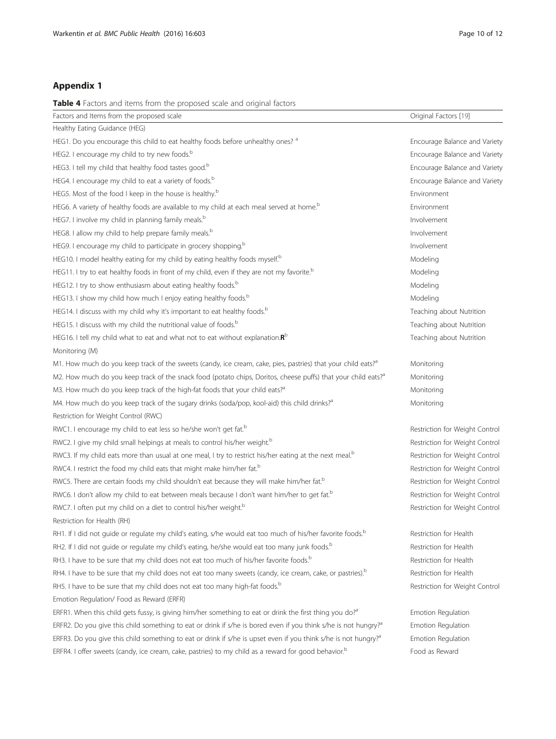## Appendix 1

**Table 4** Factors and items from the proposed scale and original factors

| Factors and Items from the proposed scale | Original Factors [19] |
|---|---|
| Healthy Eating Guidance (HEG) | |
| HEG1. Do you encourage this child to eat healthy foods before unhealthy ones? [a] | Encourage Balance and Variety |
| HEG2. I encourage my child to try new foods.[b] | Encourage Balance and Variety |
| HEG3. I tell my child that healthy food tastes good.[b] | Encourage Balance and Variety |
| HEG4. I encourage my child to eat a variety of foods.[b] | Encourage Balance and Variety |
| HEG5. Most of the food I keep in the house is healthy.[b] | Environment |
| HEG6. A variety of healthy foods are available to my child at each meal served at home.[b] | Environment |
| HEG7. I involve my child in planning family meals.[b] | Involvement |
| HEG8. I allow my child to help prepare family meals.[b] | Involvement |
| HEG9. I encourage my child to participate in grocery shopping.[b] | Involvement |
| HEG10. I model healthy eating for my child by eating healthy foods myself.[b] | Modeling |
| HEG11. I try to eat healthy foods in front of my child, even if they are not my favorite.[b] | Modeling |
| HEG12. I try to show enthusiasm about eating healthy foods.[b] | Modeling |
| HEG13. I show my child how much I enjoy eating healthy foods.[b] | Modeling |
| HEG14. I discuss with my child why it's important to eat healthy foods.[b] | Teaching about Nutrition |
| HEG15. I discuss with my child the nutritional value of foods.[b] | Teaching about Nutrition |
| HEG16. I tell my child what to eat and what not to eat without explanation.**R**[b] | Teaching about Nutrition |
| Monitoring (M) | |
| M1. How much do you keep track of the sweets (candy, ice cream, cake, pies, pastries) that your child eats?[a] | Monitoring |
| M2. How much do you keep track of the snack food (potato chips, Doritos, cheese puffs) that your child eats?[a] | Monitoring |
| M3. How much do you keep track of the high-fat foods that your child eats?[a] | Monitoring |
| M4. How much do you keep track of the sugary drinks (soda/pop, kool-aid) this child drinks?[a] | Monitoring |
| Restriction for Weight Control (RWC) | |
| RWC1. I encourage my child to eat less so he/she won't get fat.[b] | Restriction for Weight Control |
| RWC2. I give my child small helpings at meals to control his/her weight.[b] | Restriction for Weight Control |
| RWC3. If my child eats more than usual at one meal, I try to restrict his/her eating at the next meal.[b] | Restriction for Weight Control |
| RWC4. I restrict the food my child eats that might make him/her fat.[b] | Restriction for Weight Control |
| RWC5. There are certain foods my child shouldn't eat because they will make him/her fat.[b] | Restriction for Weight Control |
| RWC6. I don't allow my child to eat between meals because I don't want him/her to get fat.[b] | Restriction for Weight Control |
| RWC7. I often put my child on a diet to control his/her weight.[b] | Restriction for Weight Control |
| Restriction for Health (RH) | |
| RH1. If I did not guide or regulate my child's eating, s/he would eat too much of his/her favorite foods.[b] | Restriction for Health |
| RH2. If I did not guide or regulate my child's eating, he/she would eat too many junk foods.[b] | Restriction for Health |
| RH3. I have to be sure that my child does not eat too much of his/her favorite foods.[b] | Restriction for Health |
| RH4. I have to be sure that my child does not eat too many sweets (candy, ice cream, cake, or pastries).[b] | Restriction for Health |
| RH5. I have to be sure that my child does not eat too many high-fat foods.[b] | Restriction for Weight Control |
| Emotion Regulation/ Food as Reward (ERFR) | |
| ERFR1. When this child gets fussy, is giving him/her something to eat or drink the first thing you do?[a] | Emotion Regulation |
| ERFR2. Do you give this child something to eat or drink if s/he is bored even if you think s/he is not hungry?[a] | Emotion Regulation |
| ERFR3. Do you give this child something to eat or drink if s/he is upset even if you think s/he is not hungry?[a] | Emotion Regulation |
| ERFR4. I offer sweets (candy, ice cream, cake, pastries) to my child as a reward for good behavior.[b] | Food as Reward |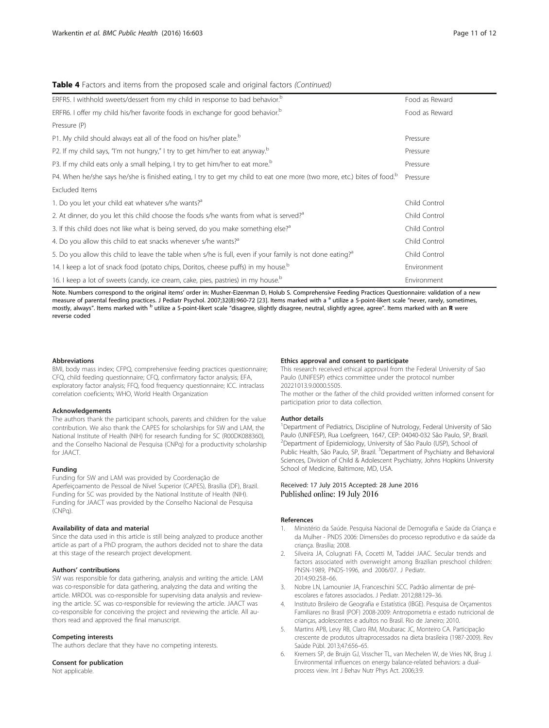**Table 4** Factors and items from the proposed scale and original factors *(Continued)*

| | |
|---|---|
| ERFR5. I withhold sweets/dessert from my child in response to bad behavior.[b] | Food as Reward |
| ERFR6. I offer my child his/her favorite foods in exchange for good behavior.[b] | Food as Reward |
| Pressure (P) | |
| P1. My child should always eat all of the food on his/her plate.[b] | Pressure |
| P2. If my child says, "I'm not hungry," I try to get him/her to eat anyway.[b] | Pressure |
| P3. If my child eats only a small helping, I try to get him/her to eat more.[b] | Pressure |
| P4. When he/she says he/she is finished eating, I try to get my child to eat one more (two more, etc.) bites of food.[b] | Pressure |
| Excluded Items | |
| 1. Do you let your child eat whatever s/he wants?[a] | Child Control |
| 2. At dinner, do you let this child choose the foods s/he wants from what is served?[a] | Child Control |
| 3. If this child does not like what is being served, do you make something else?[a] | Child Control |
| 4. Do you allow this child to eat snacks whenever s/he wants?[a] | Child Control |
| 5. Do you allow this child to leave the table when s/he is full, even if your family is not done eating?[a] | Child Control |
| 14. I keep a lot of snack food (potato chips, Doritos, cheese puffs) in my house.[b] | Environment |
| 16. I keep a lot of sweets (candy, ice cream, cake, pies, pastries) in my house.[b] | Environment |

Note. Numbers correspond to the original items' order in: Musher-Eizenman D, Holub S. Comprehensive Feeding Practices Questionnaire: validation of a new measure of parental feeding practices. J Pediatr Psychol. 2007;32(8):960-72 [23]. Items marked with a [a] utilize a 5-point-likert scale "never, rarely, sometimes, mostly, always". Items marked with [b] utilize a 5-point-likert scale "disagree, slightly disagree, neutral, slightly agree, agree". Items marked with an **R** were reverse coded

#### Abbreviations

BMI, body mass index; CFPQ, comprehensive feeding practices questionnaire; CFQ, child feeding questionnaire; CFQ, confirmatory factor analysis; EFA, exploratory factor analysis; FFQ, food frequency questionnaire; ICC. intraclass correlation coeficients; WHO, World Health Organization

#### Acknowledgements

The authors thank the participant schools, parents and children for the value contribution. We also thank the CAPES for scholarships for SW and LAM, the National Institute of Health (NIH) for research funding for SC (R00DK088360), and the Conselho Nacional de Pesquisa (CNPq) for a productivity scholarship for JAACT.

#### Funding

Funding for SW and LAM was provided by Coordenação de Aperfeiçoamento de Pessoal de Nível Superior (CAPES), Brasília (DF), Brazil. Funding for SC was provided by the National Institute of Health (NIH). Funding for JAACT was provided by the Conselho Nacional de Pesquisa (CNPq).

#### Availability of data and material

Since the data used in this article is still being analyzed to produce another article as part of a PhD program, the authors decided not to share the data at this stage of the research project development.

#### Authors' contributions

SW was responsible for data gathering, analysis and writing the article. LAM was co-responsible for data gathering, analyzing the data and writing the article. MRDOL was co-responsible for supervising data analysis and reviewing the article. SC was co-responsible for reviewing the article. JAACT was co-responsible for conceiving the project and reviewing the article. All authors read and approved the final manuscript.

#### Competing interests

The authors declare that they have no competing interests.

#### Consent for publication

Not applicable.

#### Ethics approval and consent to participate

This research received ethical approval from the Federal University of Sao Paulo (UNIFESP) ethics committee under the protocol number 20221013.9.0000.5505.

The mother or the father of the child provided written informed consent for participation prior to data collection.

#### Author details

[1]Department of Pediatrics, Discipline of Nutrology, Federal University of São Paulo (UNIFESP), Rua Loefgreen, 1647, CEP: 04040-032 São Paulo, SP, Brazil. [2]Department of Epidemiology, University of São Paulo (USP), School of Public Health, São Paulo, SP, Brazil. [3]Department of Psychiatry and Behavioral Sciences, Division of Child & Adolescent Psychiatry, Johns Hopkins University School of Medicine, Baltimore, MD, USA.

Received: 17 July 2015 Accepted: 28 June 2016
Published online: 19 July 2016

#### References

1. Ministério da Saúde. Pesquisa Nacional de Demografia e Saúde da Criança e da Mulher - PNDS 2006: Dimensões do processo reprodutivo e da saúde da criança. Brasília; 2008.
2. Silveira JA, Colugnati FA, Cocetti M, Taddei JAAC. Secular trends and factors associated with overweight among Brazilian preschool children: PNSN-1989, PNDS-1996, and 2006/07. J Pediatr. 2014;90:258–66.
3. Nobre LN, Lamounier JA, Franceschini SCC. Padrão alimentar de pré-escolares e fatores associados. J Pediatr. 2012;88:129–36.
4. Instituto Brsileiro de Geografia e Estatística (IBGE). Pesquisa de Orçamentos Familiares no Brasil (POF) 2008-2009: Antropometria e estado nutricional de crianças, adolescentes e adultos no Brasil. Rio de Janeiro; 2010.
5. Martins APB, Levy RB, Claro RM, Moubarac JC, Monteiro CA. Participação crescente de produtos ultraprocessados na dieta brasileira (1987-2009). Rev Saúde Públ. 2013;47:656–65.
6. Kremers SP, de Bruijn GJ, Visscher TL, van Mechelen W, de Vries NK, Brug J. Environmental influences on energy balance-related behaviors: a dual-process view. Int J Behav Nutr Phys Act. 2006;3:9.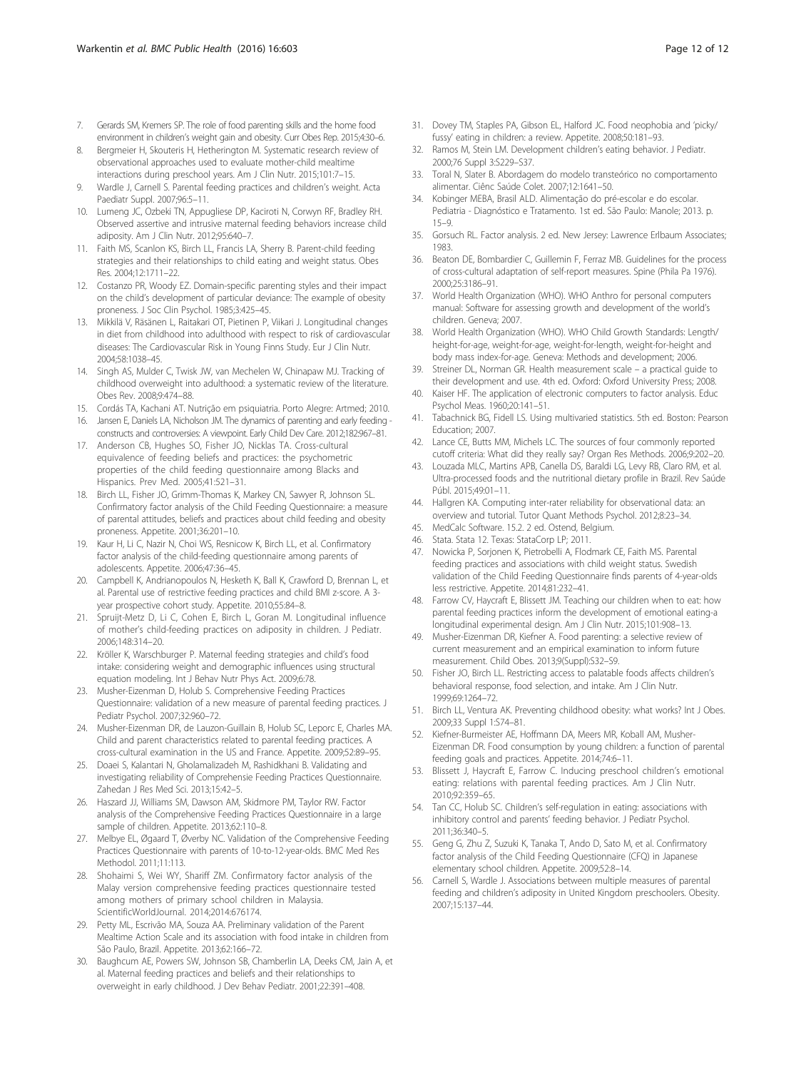7. Gerards SM, Kremers SP. The role of food parenting skills and the home food environment in children's weight gain and obesity. Curr Obes Rep. 2015;4:30–6.
8. Bergmeier H, Skouteris H, Hetherington M. Systematic research review of observational approaches used to evaluate mother-child mealtime interactions during preschool years. Am J Clin Nutr. 2015;101:7–15.
9. Wardle J, Carnell S. Parental feeding practices and children's weight. Acta Paediatr Suppl. 2007;96:5–11.
10. Lumeng JC, Ozbeki TN, Appugliese DP, Kaciroti N, Corwyn RF, Bradley RH. Observed assertive and intrusive maternal feeding behaviors increase child adiposity. Am J Clin Nutr. 2012;95:640–7.
11. Faith MS, Scanlon KS, Birch LL, Francis LA, Sherry B. Parent-child feeding strategies and their relationships to child eating and weight status. Obes Res. 2004;12:1711–22.
12. Costanzo PR, Woody EZ. Domain-specific parenting styles and their impact on the child's development of particular deviance: The example of obesity proneness. J Soc Clin Psychol. 1985;3:425–45.
13. Mikkilä V, Räsänen L, Raitakari OT, Pietinen P, Viikari J. Longitudinal changes in diet from childhood into adulthood with respect to risk of cardiovascular diseases: The Cardiovascular Risk in Young Finns Study. Eur J Clin Nutr. 2004;58:1038–45.
14. Singh AS, Mulder C, Twisk JW, van Mechelen W, Chinapaw MJ. Tracking of childhood overweight into adulthood: a systematic review of the literature. Obes Rev. 2008;9:474–88.
15. Cordás TA, Kachani AT. Nutrição em psiquiatria. Porto Alegre: Artmed; 2010.
16. Jansen E, Daniels LA, Nicholson JM. The dynamics of parenting and early feeding - constructs and controversies: A viewpoint. Early Child Dev Care. 2012;182:967–81.
17. Anderson CB, Hughes SO, Fisher JO, Nicklas TA. Cross-cultural equivalence of feeding beliefs and practices: the psychometric properties of the child feeding questionnaire among Blacks and Hispanics. Prev Med. 2005;41:521–31.
18. Birch LL, Fisher JO, Grimm-Thomas K, Markey CN, Sawyer R, Johnson SL. Confirmatory factor analysis of the Child Feeding Questionnaire: a measure of parental attitudes, beliefs and practices about child feeding and obesity proneness. Appetite. 2001;36:201–10.
19. Kaur H, Li C, Nazir N, Choi WS, Resnicow K, Birch LL, et al. Confirmatory factor analysis of the child-feeding questionnaire among parents of adolescents. Appetite. 2006;47:36–45.
20. Campbell K, Andrianopoulos N, Hesketh K, Ball K, Crawford D, Brennan L, et al. Parental use of restrictive feeding practices and child BMI z-score. A 3-year prospective cohort study. Appetite. 2010;55:84–8.
21. Spruijt-Metz D, Li C, Cohen E, Birch L, Goran M. Longitudinal influence of mother's child-feeding practices on adiposity in children. J Pediatr. 2006;148:314–20.
22. Kröller K, Warschburger P. Maternal feeding strategies and child's food intake: considering weight and demographic influences using structural equation modeling. Int J Behav Nutr Phys Act. 2009;6:78.
23. Musher-Eizenman D, Holub S. Comprehensive Feeding Practices Questionnaire: validation of a new measure of parental feeding practices. J Pediatr Psychol. 2007;32:960–72.
24. Musher-Eizenman DR, de Lauzon-Guillain B, Holub SC, Leporc E, Charles MA. Child and parent characteristics related to parental feeding practices. A cross-cultural examination in the US and France. Appetite. 2009;52:89–95.
25. Doaei S, Kalantari N, Gholamalizadeh M, Rashidkhani B. Validating and investigating reliability of Comprehensie Feeding Practices Questionnaire. Zahedan J Res Med Sci. 2013;15:42–5.
26. Haszard JJ, Williams SM, Dawson AM, Skidmore PM, Taylor RW. Factor analysis of the Comprehensive Feeding Practices Questionnaire in a large sample of children. Appetite. 2013;62:110–8.
27. Melbye EL, Øgaard T, Øverby NC. Validation of the Comprehensive Feeding Practices Questionnaire with parents of 10-to-12-year-olds. BMC Med Res Methodol. 2011;11:113.
28. Shohaimi S, Wei WY, Shariff ZM. Confirmatory factor analysis of the Malay version comprehensive feeding practices questionnaire tested among mothers of primary school children in Malaysia. ScientificWorldJournal. 2014;2014:676174.
29. Petty ML, Escrivão MA, Souza AA. Preliminary validation of the Parent Mealtime Action Scale and its association with food intake in children from São Paulo, Brazil. Appetite. 2013;62:166–72.
30. Baughcum AE, Powers SW, Johnson SB, Chamberlin LA, Deeks CM, Jain A, et al. Maternal feeding practices and beliefs and their relationships to overweight in early childhood. J Dev Behav Pediatr. 2001;22:391–408.
31. Dovey TM, Staples PA, Gibson EL, Halford JC. Food neophobia and 'picky/fussy' eating in children: a review. Appetite. 2008;50:181–93.
32. Ramos M, Stein LM. Development children's eating behavior. J Pediatr. 2000;76 Suppl 3:S229–S37.
33. Toral N, Slater B. Abordagem do modelo transteórico no comportamento alimentar. Ciênc Saúde Colet. 2007;12:1641–50.
34. Kobinger MEBA, Brasil ALD. Alimentação do pré-escolar e do escolar. Pediatria - Diagnóstico e Tratamento. 1st ed. São Paulo: Manole; 2013. p. 15–9.
35. Gorsuch RL. Factor analysis. 2 ed. New Jersey: Lawrence Erlbaum Associates; 1983.
36. Beaton DE, Bombardier C, Guillemin F, Ferraz MB. Guidelines for the process of cross-cultural adaptation of self-report measures. Spine (Phila Pa 1976). 2000;25:3186–91.
37. World Health Organization (WHO). WHO Anthro for personal computers manual: Software for assessing growth and development of the world's children. Geneva; 2007.
38. World Health Organization (WHO). WHO Child Growth Standards: Length/height-for-age, weight-for-age, weight-for-length, weight-for-height and body mass index-for-age. Geneva: Methods and development; 2006.
39. Streiner DL, Norman GR. Health measurement scale – a practical guide to their development and use. 4th ed. Oxford: Oxford University Press; 2008.
40. Kaiser HF. The application of electronic computers to factor analysis. Educ Psychol Meas. 1960;20:141–51.
41. Tabachnick BG, Fidell LS. Using multivaried statistics. 5th ed. Boston: Pearson Education; 2007.
42. Lance CE, Butts MM, Michels LC. The sources of four commonly reported cutoff criteria: What did they really say? Organ Res Methods. 2006;9:202–20.
43. Louzada MLC, Martins APB, Canella DS, Baraldi LG, Levy RB, Claro RM, et al. Ultra-processed foods and the nutritional dietary profile in Brazil. Rev Saúde Públ. 2015;49:01–11.
44. Hallgren KA. Computing inter-rater reliability for observational data: an overview and tutorial. Tutor Quant Methods Psychol. 2012;8:23–34.
45. MedCalc Software. 15.2. 2 ed. Ostend, Belgium.
46. Stata. Stata 12. Texas: StataCorp LP; 2011.
47. Nowicka P, Sorjonen K, Pietrobelli A, Flodmark CE, Faith MS. Parental feeding practices and associations with child weight status. Swedish validation of the Child Feeding Questionnaire finds parents of 4-year-olds less restrictive. Appetite. 2014;81:232–41.
48. Farrow CV, Haycraft E, Blissett JM. Teaching our children when to eat: how parental feeding practices inform the development of emotional eating-a longitudinal experimental design. Am J Clin Nutr. 2015;101:908–13.
49. Musher-Eizenman DR, Kiefner A. Food parenting: a selective review of current measurement and an empirical examination to inform future measurement. Child Obes. 2013;9(Suppl):S32–S9.
50. Fisher JO, Birch LL. Restricting access to palatable foods affects children's behavioral response, food selection, and intake. Am J Clin Nutr. 1999;69:1264–72.
51. Birch LL, Ventura AK. Preventing childhood obesity: what works? Int J Obes. 2009;33 Suppl 1:S74–81.
52. Kiefner-Burmeister AE, Hoffmann DA, Meers MR, Koball AM, Musher-Eizenman DR. Food consumption by young children: a function of parental feeding goals and practices. Appetite. 2014;74:6–11.
53. Blissett J, Haycraft E, Farrow C. Inducing preschool children's emotional eating: relations with parental feeding practices. Am J Clin Nutr. 2010;92:359–65.
54. Tan CC, Holub SC. Children's self-regulation in eating: associations with inhibitory control and parents' feeding behavior. J Pediatr Psychol. 2011;36:340–5.
55. Geng G, Zhu Z, Suzuki K, Tanaka T, Ando D, Sato M, et al. Confirmatory factor analysis of the Child Feeding Questionnaire (CFQ) in Japanese elementary school children. Appetite. 2009;52:8–14.
56. Carnell S, Wardle J. Associations between multiple measures of parental feeding and children's adiposity in United Kingdom preschoolers. Obesity. 2007;15:137–44.